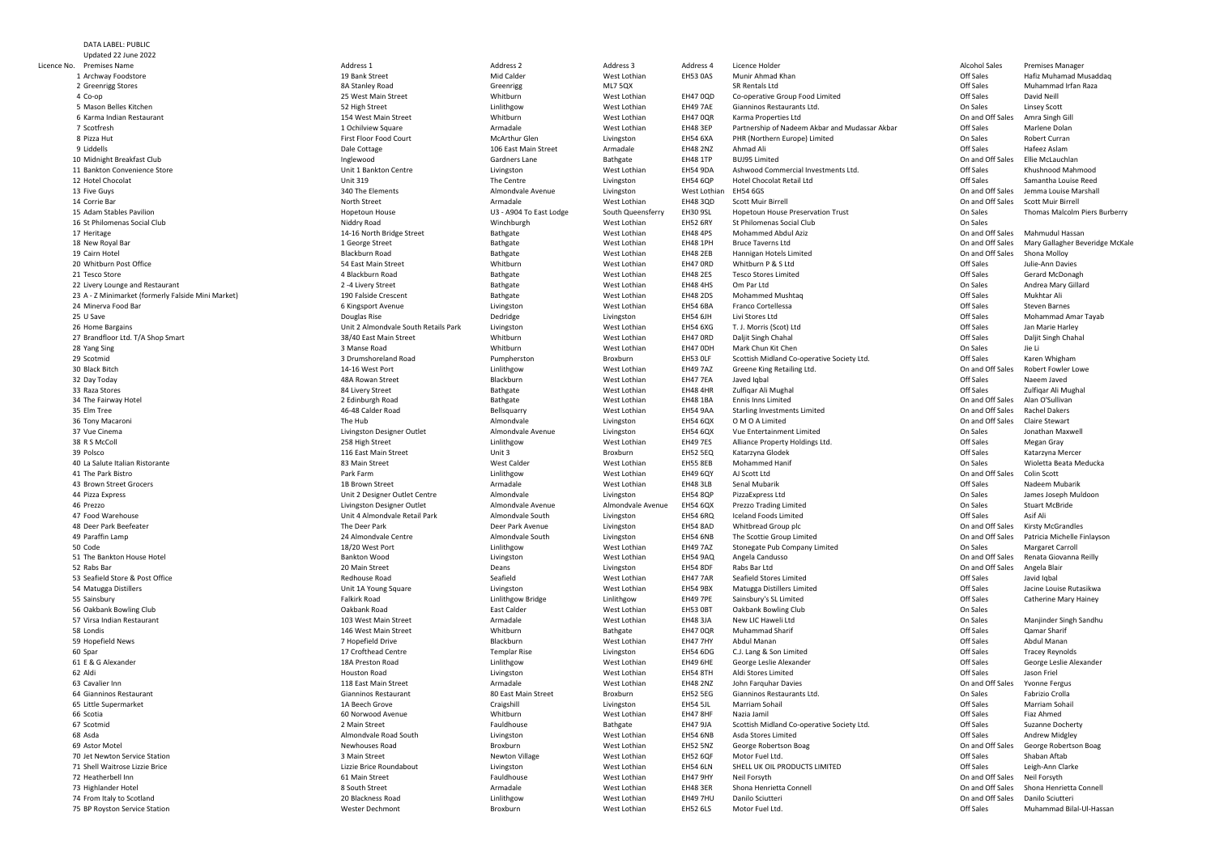DATA LABEL: PUBLIC

Updated 22 June 2022

| Licence No. | Premises Name | Address 1 | Address 2 | Address 3 | Address 4 | Licence Holder | Alcohol Sales | Premises Manager |
|---|---|---|---|---|---|---|---|---|
| 1 | Archway Foodstore | 19 Bank Street | Mid Calder | West Lothian | EH53 0AS | Munir Ahmad Khan | Off Sales | Hafiz Muhamad Musaddaq |
| 2 | Greenrigg Stores | 8A Stanley Road | Greenrigg | ML7 5QX | | SR Rentals Ltd | Off Sales | Muhammad Irfan Raza |
| 4 | Co-op | 25 West Main Street | Whitburn | West Lothian | EH47 0QD | Co-operative Group Food Limited | Off Sales | David Neill |
| 5 | Mason Belles Kitchen | 52 High Street | Linlithgow | West Lothian | EH49 7AE | Gianninos Restaurants Ltd. | On Sales | Linsey Scott |
| 6 | Karma Indian Restaurant | 154 West Main Street | Whitburn | West Lothian | EH47 0QR | Karma Properties Ltd | On and Off Sales | Amra Singh Gill |
| 7 | Scotfresh | 1 Ochilview Square | Armadale | West Lothian | EH48 3EP | Partnership of Nadeem Akbar and Mudassar Akbar | Off Sales | Marlene Dolan |
| 8 | Pizza Hut | First Floor Food Court | McArthur Glen | Livingston | EH54 6XA | PHR (Northern Europe) Limited | On Sales | Robert Curran |
| 9 | Liddells | Dale Cottage | 106 East Main Street | Armadale | EH48 2NZ | Ahmad Ali | Off Sales | Hafeez Aslam |
| 10 | Midnight Breakfast Club | Inglewood | Gardners Lane | Bathgate | EH48 1TP | BUJ95 Limited | On and Off Sales | Ellie McLauchlan |
| 11 | Bankton Convenience Store | Unit 1 Bankton Centre | Livingston | West Lothian | EH54 9DA | Ashwood Commercial Investments Ltd. | Off Sales | Khushnood Mahmood |
| 12 | Hotel Chocolat | Unit 319 | The Centre | Livingston | EH54 6QP | Hotel Chocolat Retail Ltd | Off Sales | Samantha Louise Reed |
| 13 | Five Guys | 340 The Elements | Almondvale Avenue | Livingston | West Lothian EH54 6GS | | On and Off Sales | Jemma Louise Marshall |
| 14 | Corrie Bar | North Street | Armadale | West Lothian | EH48 3QD | Scott Muir Birrell | On and Off Sales | Scott Muir Birrell |
| 15 | Adam Stables Pavilion | Hopetoun House | U3 - A904 To East Lodge | South Queensferry | EH30 9SL | Hopetoun House Preservation Trust | On Sales | Thomas Malcolm Piers Burberry |
| 16 | St Philomenas Social Club | Niddry Road | Winchburgh | West Lothian | EH52 6RY | St Philomenas Social Club | On Sales | |
| 17 | Heritage | 14-16 North Bridge Street | Bathgate | West Lothian | EH48 4PS | Mohammed Abdul Aziz | On and Off Sales | Mahmudul Hassan |
| 18 | New Royal Bar | 1 George Street | Bathgate | West Lothian | EH48 1PH | Bruce Taverns Ltd | On and Off Sales | Mary Gallagher Beveridge McKale |
| 19 | Cairn Hotel | Blackburn Road | Bathgate | West Lothian | EH48 2EB | Hannigan Hotels Limited | On and Off Sales | Shona Molloy |
| 20 | Whitburn Post Office | 54 East Main Street | Whitburn | West Lothian | EH47 0RD | Whitburn P & S Ltd | Off Sales | Julie-Ann Davies |
| 21 | Tesco Store | 4 Blackburn Road | Bathgate | West Lothian | EH48 2ES | Tesco Stores Limited | Off Sales | Gerard McDonagh |
| 22 | Livery Lounge and Restaurant | 2 -4 Livery Street | Bathgate | West Lothian | EH48 4HS | Om Par Ltd | On Sales | Andrea Mary Gillard |
| 23 | A - Z Minimarket (formerly Falside Mini Market) | 190 Falside Crescent | Bathgate | West Lothian | EH48 2DS | Mohammed Mushtaq | Off Sales | Mukhtar Ali |
| 24 | Minerva Food Bar | 6 Kingsport Avenue | Livingston | West Lothian | EH54 6BA | Franco Cortellessa | Off Sales | Steven Barnes |
| 25 | U Save | Douglas Rise | Dedridge | Livingston | EH54 6JH | Livi Stores Ltd | Off Sales | Mohammad Amar Tayab |
| 26 | Home Bargains | Unit 2 Almondvale South Retails Park | Livingston | West Lothian | EH54 6XG | T. J. Morris (Scot) Ltd | Off Sales | Jan Marie Harley |
| 27 | Brandfloor Ltd. T/A Shop Smart | 38/40 East Main Street | Whitburn | West Lothian | EH47 0RD | Daljit Singh Chahal | Off Sales | Daljit Singh Chahal |
| 28 | Yang Sing | 3 Manse Road | Whitburn | West Lothian | EH47 0DH | Mark Chun Kit Chen | On Sales | Jie Li |
| 29 | Scotmid | 3 Drumshoreland Road | Pumpherston | Broxburn | EH53 0LF | Scottish Midland Co-operative Society Ltd. | Off Sales | Karen Whigham |
| 30 | Black Bitch | 14-16 West Port | Linlithgow | West Lothian | EH49 7AZ | Greene King Retailing Ltd. | On and Off Sales | Robert Fowler Lowe |
| 32 | Day Today | 48A Rowan Street | Blackburn | West Lothian | EH47 7EA | Javed Iqbal | Off Sales | Naeem Javed |
| 33 | Raza Stores | 84 Livery Street | Bathgate | West Lothian | EH48 4HR | Zulfiqar Ali Mughal | Off Sales | Zulfiqar Ali Mughal |
| 34 | The Fairway Hotel | 2 Edinburgh Road | Bathgate | West Lothian | EH48 1BA | Ennis Inns Limited | On and Off Sales | Alan O'Sullivan |
| 35 | Elm Tree | 46-48 Calder Road | Bellsquarry | West Lothian | EH54 9AA | Starling Investments Limited | On and Off Sales | Rachel Dakers |
| 36 | Tony Macaroni | The Hub | Almondvale | Livingston | EH54 6QX | O M O A Limited | On and Off Sales | Claire Stewart |
| 37 | Vue Cinema | Livingston Designer Outlet | Almondvale Avenue | Livingston | EH54 6QX | Vue Entertainment Limited | On Sales | Jonathan Maxwell |
| 38 | R S McColl | 258 High Street | Linlithgow | West Lothian | EH49 7ES | Alliance Property Holdings Ltd. | Off Sales | Megan Gray |
| 39 | Polsco | 116 East Main Street | Unit 3 | Broxburn | EH52 5EQ | Katarzyna Glodek | Off Sales | Katarzyna Mercer |
| 40 | La Salute Italian Ristorante | 83 Main Street | West Calder | West Lothian | EH55 8EB | Mohammed Hanif | On Sales | Wioletta Beata Meducka |
| 41 | The Park Bistro | Park Farm | Linlithgow | West Lothian | EH49 6QY | AJ Scott Ltd | On and Off Sales | Colin Scott |
| 43 | Brown Street Grocers | 1B Brown Street | Armadale | West Lothian | EH48 3LB | Senal Mubarik | Off Sales | Nadeem Mubarik |
| 44 | Pizza Express | Unit 2 Designer Outlet Centre | Almondvale | Livingston | EH54 8QP | PizzaExpress Ltd | On Sales | James Joseph Muldoon |
| 46 | Prezzo | Livingston Designer Outlet | Almondvale Avenue | Almondvale Avenue | EH54 6QX | Prezzo Trading Limited | On Sales | Stuart McBride |
| 47 | Food Warehouse | Unit 4 Almondvale Retail Park | Almondvale South | Livingston | EH54 6RQ | Iceland Foods Limited | Off Sales | Asif Ali |
| 48 | Deer Park Beefeater | The Deer Park | Deer Park Avenue | Livingston | EH54 8AD | Whitbread Group plc | On and Off Sales | Kirsty McGrandles |
| 49 | Paraffin Lamp | 24 Almondvale Centre | Almondvale South | Livingston | EH54 6NB | The Scottie Group Limited | On and Off Sales | Patricia Michelle Finlayson |
| 50 | Code | 18/20 West Port | Linlithgow | West Lothian | EH49 7AZ | Stonegate Pub Company Limited | On Sales | Margaret Carroll |
| 51 | The Bankton House Hotel | Bankton Wood | Livingston | West Lothian | EH54 9AQ | Angela Candusso | On and Off Sales | Renata Giovanna Reilly |
| 52 | Rabs Bar | 20 Main Street | Deans | Livingston | EH54 8DF | Rabs Bar Ltd | On and Off Sales | Angela Blair |
| 53 | Seafield Store & Post Office | Redhouse Road | Seafield | West Lothian | EH47 7AR | Seafield Stores Limited | Off Sales | Javid Iqbal |
| 54 | Matugga Distillers | Unit 1A Young Square | Livingston | West Lothian | EH54 9BX | Matugga Distillers Limited | Off Sales | Jacine Louise Rutasikwa |
| 55 | Sainsbury | Falkirk Road | Linlithgow Bridge | Linlithgow | EH49 7PE | Sainsbury's SL Limited | Off Sales | Catherine Mary Hainey |
| 56 | Oakbank Bowling Club | Oakbank Road | East Calder | West Lothian | EH53 0BT | Oakbank Bowling Club | On Sales | |
| 57 | Virsa Indian Restaurant | 103 West Main Street | Armadale | West Lothian | EH48 3JA | New LIC Haweli Ltd | On Sales | Manjinder Singh Sandhu |
| 58 | Londis | 146 West Main Street | Whitburn | Bathgate | EH47 0QR | Muhammad Sharif | Off Sales | Qamar Sharif |
| 59 | Hopefield News | 7 Hopefield Drive | Blackburn | West Lothian | EH47 7HY | Abdul Manan | Off Sales | Abdul Manan |
| 60 | Spar | 17 Crofthead Centre | Templar Rise | Livingston | EH54 6DG | C.J. Lang & Son Limited | Off Sales | Tracey Reynolds |
| 61 | E & G Alexander | 18A Preston Road | Linlithgow | West Lothian | EH49 6HE | George Leslie Alexander | Off Sales | George Leslie Alexander |
| 62 | Aldi | Houston Road | Livingston | West Lothian | EH54 8TH | Aldi Stores Limited | Off Sales | Jason Friel |
| 63 | Cavalier Inn | 118 East Main Street | Armadale | West Lothian | EH48 2NZ | John Farquhar Davies | On and Off Sales | Yvonne Fergus |
| 64 | Gianninos Restaurant | Gianninos Restaurant | 80 East Main Street | Broxburn | EH52 5EG | Gianninos Restaurants Ltd. | On Sales | Fabrizio Crolla |
| 65 | Little Supermarket | 1A Beech Grove | Craigshill | Livingston | EH54 5JL | Marriam Sohail | Off Sales | Marriam Sohail |
| 66 | Scotia | 60 Norwood Avenue | Whitburn | West Lothian | EH47 8HF | Nazia Jamil | Off Sales | Fiaz Ahmed |
| 67 | Scotmid | 2 Main Street | Fauldhouse | Bathgate | EH47 9JA | Scottish Midland Co-operative Society Ltd. | Off Sales | Suzanne Docherty |
| 68 | Asda | Almondvale Road South | Livingston | West Lothian | EH54 6NB | Asda Stores Limited | Off Sales | Andrew Midgley |
| 69 | Astor Motel | Newhouses Road | Broxburn | West Lothian | EH52 5NZ | George Robertson Boag | On and Off Sales | George Robertson Boag |
| 70 | Jet Newton Service Station | 3 Main Street | Newton Village | West Lothian | EH52 6QF | Motor Fuel Ltd. | Off Sales | Shaban Aftab |
| 71 | Shell Waitrose Lizzie Brice | Lizzie Brice Roundabout | Livingston | West Lothian | EH54 6LN | SHELL UK OIL PRODUCTS LIMITED | Off Sales | Leigh-Ann Clarke |
| 72 | Heatherbell Inn | 61 Main Street | Fauldhouse | West Lothian | EH47 9HY | Neil Forsyth | On and Off Sales | Neil Forsyth |
| 73 | Highlander Hotel | 8 South Street | Armadale | West Lothian | EH48 3ER | Shona Henrietta Connell | On and Off Sales | Shona Henrietta Connell |
| 74 | From Italy to Scotland | 20 Blackness Road | Linlithgow | West Lothian | EH49 7HU | Danilo Sciutteri | On and Off Sales | Danilo Sciutteri |
| 75 | BP Royston Service Station | Wester Dechmont | Broxburn | West Lothian | EH52 6LS | Motor Fuel Ltd. | Off Sales | Muhammad Bilal-Ul-Hassan |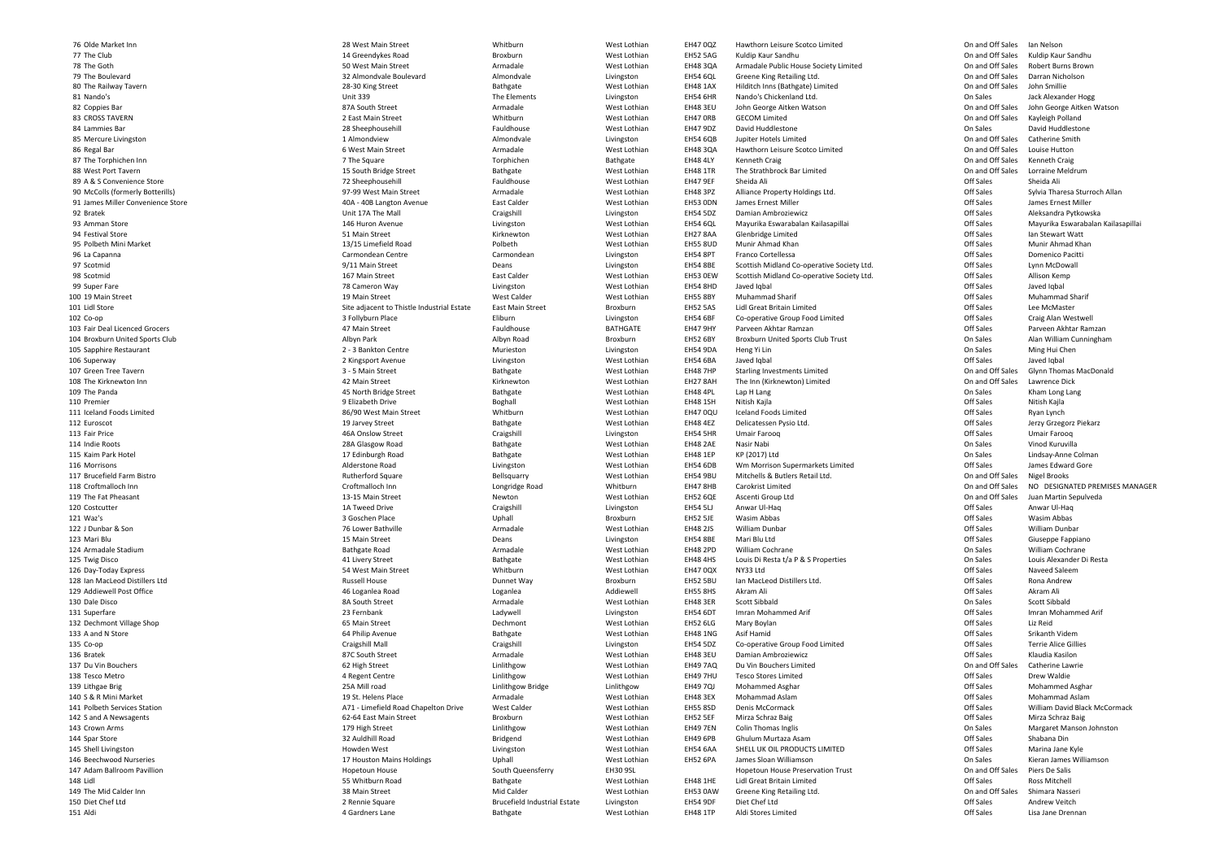| | | | | | | | | |
|---|---|---|---|---|---|---|---|---|
| 76 | Olde Market Inn | 28 West Main Street | Whitburn | West Lothian | EH47 0QZ | Hawthorn Leisure Scotco Limited | On and Off Sales | Ian Nelson |
| 77 | The Club | 14 Greendykes Road | Broxburn | West Lothian | EH52 5AG | Kuldip Kaur Sandhu | On and Off Sales | Kuldip Kaur Sandhu |
| 78 | The Goth | 50 West Main Street | Armadale | West Lothian | EH48 3QA | Armadale Public House Society Limited | On and Off Sales | Robert Burns Brown |
| 79 | The Boulevard | 32 Almondvale Boulevard | Almondvale | Livingston | EH54 6QL | Greene King Retailing Ltd. | On and Off Sales | Darran Nicholson |
| 80 | The Railway Tavern | 28-30 King Street | Bathgate | West Lothian | EH48 1AX | Hilditch Inns (Bathgate) Limited | On and Off Sales | John Smillie |
| 81 | Nando's | Unit 339 | The Elements | Livingston | EH54 6HR | Nando's Chickenland Ltd. | On Sales | Jack Alexander Hogg |
| 82 | Coppies Bar | 87A South Street | Armadale | West Lothian | EH48 3EU | John George Aitken Watson | On and Off Sales | John George Aitken Watson |
| 83 | CROSS TAVERN | 2 East Main Street | Whitburn | West Lothian | EH47 0RB | GECOM Limited | On and Off Sales | Kayleigh Polland |
| 84 | Lammies Bar | 28 Sheephousehill | Fauldhouse | West Lothian | EH47 9DZ | David Huddlestone | On Sales | David Huddlestone |
| 85 | Mercure Livingston | 1 Almondview | Almondvale | Livingston | EH54 6QB | Jupiter Hotels Limited | On and Off Sales | Catherine Smith |
| 86 | Regal Bar | 6 West Main Street | Armadale | West Lothian | EH48 3QA | Hawthorn Leisure Scotco Limited | On and Off Sales | Louise Hutton |
| 87 | The Torphichen Inn | 7 The Square | Torphichen | Bathgate | EH48 4LY | Kenneth Craig | On and Off Sales | Kenneth Craig |
| 88 | West Port Tavern | 15 South Bridge Street | Bathgate | West Lothian | EH48 1TR | The Strathbrock Bar Limited | On and Off Sales | Lorraine Meldrum |
| 89 | A & S Convenience Store | 72 Sheephousehill | Fauldhouse | West Lothian | EH47 9EF | Sheida Ali | Off Sales | Sheida Ali |
| 90 | McColls (formerly Botterills) | 97-99 West Main Street | Armadale | West Lothian | EH48 3PZ | Alliance Property Holdings Ltd. | Off Sales | Sylvia Tharesa Sturroch Allan |
| 91 | James Miller Convenience Store | 40A - 40B Langton Avenue | East Calder | West Lothian | EH53 0DN | James Ernest Miller | Off Sales | James Ernest Miller |
| 92 | Bratek | Unit 17A The Mall | Craigshill | Livingston | EH54 5DZ | Damian Ambroziewicz | Off Sales | Aleksandra Pytkowska |
| 93 | Amman Store | 146 Huron Avenue | Livingston | West Lothian | EH54 6QL | Mayurika Eswarabalan Kailasapillai | Off Sales | Mayurika Eswarabalan Kailasapillai |
| 94 | Festival Store | 51 Main Street | Kirknewton | West Lothian | EH27 8AA | Glenbridge Limited | Off Sales | Ian Stewart Watt |
| 95 | Polbeth Mini Market | 13/15 Limefield Road | Polbeth | West Lothian | EH55 8UD | Munir Ahmad Khan | Off Sales | Munir Ahmad Khan |
| 96 | La Capanna | Carmondean Centre | Carmondean | Livingston | EH54 8PT | Franco Cortellessa | Off Sales | Domenico Pacitti |
| 97 | Scotmid | 9/11 Main Street | Deans | Livingston | EH54 8BE | Scottish Midland Co-operative Society Ltd. | Off Sales | Lynn McDowall |
| 98 | Scotmid | 167 Main Street | East Calder | West Lothian | EH53 0EW | Scottish Midland Co-operative Society Ltd. | Off Sales | Allison Kemp |
| 99 | Super Fare | 78 Cameron Way | Livingston | West Lothian | EH54 8HD | Javed Iqbal | Off Sales | Javed Iqbal |
| 100 | 19 Main Street | 19 Main Street | West Calder | West Lothian | EH55 8BY | Muhammad Sharif | Off Sales | Muhammad Sharif |
| 101 | Lidl Store | Site adjacent to Thistle Industrial Estate | East Main Street | Broxburn | EH52 5AS | Lidl Great Britain Limited | Off Sales | Lee McMaster |
| 102 | Co-op | 3 Follyburn Place | Eliburn | Livingston | EH54 6BF | Co-operative Group Food Limited | Off Sales | Craig Alan Westwell |
| 103 | Fair Deal Licenced Grocers | 47 Main Street | Fauldhouse | BATHGATE | EH47 9HY | Parveen Akhtar Ramzan | Off Sales | Parveen Akhtar Ramzan |
| 104 | Broxburn United Sports Club | Albyn Park | Albyn Road | Broxburn | EH52 6BY | Broxburn United Sports Club Trust | On Sales | Alan William Cunningham |
| 105 | Sapphire Restaurant | 2 - 3 Bankton Centre | Murieston | Livingston | EH54 9DA | Heng Yi Lin | On Sales | Ming Hui Chen |
| 106 | Superway | 2 Kingsport Avenue | Livingston | West Lothian | EH54 6BA | Javed Iqbal | Off Sales | Javed Iqbal |
| 107 | Green Tree Tavern | 3 - 5 Main Street | Bathgate | West Lothian | EH48 7HP | Starling Investments Limited | On and Off Sales | Glynn Thomas MacDonald |
| 108 | The Kirknewton Inn | 42 Main Street | Kirknewton | West Lothian | EH27 8AH | The Inn (Kirknewton) Limited | On and Off Sales | Lawrence Dick |
| 109 | The Panda | 45 North Bridge Street | Bathgate | West Lothian | EH48 4PL | Lap H Lang | On Sales | Kham Long Lang |
| 110 | Premier | 9 Elizabeth Drive | Boghall | West Lothian | EH48 1SH | Nitish Kajla | Off Sales | Nitish Kajla |
| 111 | Iceland Foods Limited | 86/90 West Main Street | Whitburn | West Lothian | EH47 0QU | Iceland Foods Limited | Off Sales | Ryan Lynch |
| 112 | Euroscot | 19 Jarvey Street | Bathgate | West Lothian | EH48 4EZ | Delicatessen Pysio Ltd. | Off Sales | Jerzy Grzegorz Piekarz |
| 113 | Fair Price | 46A Onslow Street | Craigshill | Livingston | EH54 5HR | Umair Farooq | Off Sales | Umair Farooq |
| 114 | Indie Roots | 28A Glasgow Road | Bathgate | West Lothian | EH48 2AE | Nasir Nabi | On Sales | Vinod Kuruvilla |
| 115 | Kaim Park Hotel | 17 Edinburgh Road | Bathgate | West Lothian | EH48 1EP | KP (2017) Ltd | On Sales | Lindsay-Anne Colman |
| 116 | Morrisons | Alderstone Road | Livingston | West Lothian | EH54 6DB | Wm Morrison Supermarkets Limited | Off Sales | James Edward Gore |
| 117 | Brucefield Farm Bistro | Rutherford Square | Bellsquarry | West Lothian | EH54 9BU | Mitchells & Butlers Retail Ltd. | On and Off Sales | Nigel Brooks |
| 118 | Croftmalloch Inn | Croftmalloch Inn | Longridge Road | Whitburn | EH47 8HB | Carokrist Limited | On and Off Sales | NO DESIGNATED PREMISES MANAGER |
| 119 | The Fat Pheasant | 13-15 Main Street | Newton | West Lothian | EH52 6QE | Ascenti Group Ltd | On and Off Sales | Juan Martin Sepulveda |
| 120 | Costcutter | 1A Tweed Drive | Craigshill | Livingston | EH54 5LJ | Anwar Ul-Haq | Off Sales | Anwar Ul-Haq |
| 121 | Waz's | 3 Goschen Place | Uphall | Broxburn | EH52 5JE | Wasim Abbas | Off Sales | Wasim Abbas |
| 122 | J Dunbar & Son | 76 Lower Bathville | Armadale | West Lothian | EH48 2JS | William Dunbar | Off Sales | William Dunbar |
| 123 | Mari Blu | 15 Main Street | Deans | Livingston | EH54 8BE | Mari Blu Ltd | Off Sales | Giuseppe Fappiano |
| 124 | Armadale Stadium | Bathgate Road | Armadale | West Lothian | EH48 2PD | William Cochrane | On Sales | William Cochrane |
| 125 | Twig Disco | 41 Livery Street | Bathgate | West Lothian | EH48 4HS | Louis Di Resta t/a P & S Properties | On Sales | Louis Alexander Di Resta |
| 126 | Day-Today Express | 54 West Main Street | Whitburn | West Lothian | EH47 0QX | NY33 Ltd | Off Sales | Naveed Saleem |
| 128 | Ian MacLeod Distillers Ltd | Russell House | Dunnet Way | Broxburn | EH52 5BU | Ian MacLeod Distillers Ltd. | Off Sales | Rona Andrew |
| 129 | Addiewell Post Office | 46 Loganlea Road | Loganlea | Addiewell | EH55 8HS | Akram Ali | Off Sales | Akram Ali |
| 130 | Dale Disco | 8A South Street | Armadale | West Lothian | EH48 3ER | Scott Sibbald | On Sales | Scott Sibbald |
| 131 | Superfare | 23 Fernbank | Ladywell | Livingston | EH54 6DT | Imran Mohammed Arif | Off Sales | Imran Mohammed Arif |
| 132 | Dechmont Village Shop | 65 Main Street | Dechmont | West Lothian | EH52 6LG | Mary Boylan | Off Sales | Liz Reid |
| 133 | A and N Store | 64 Philip Avenue | Bathgate | West Lothian | EH48 1NG | Asif Hamid | Off Sales | Srikanth Videm |
| 135 | Co-op | Craigshill Mall | Craigshill | Livingston | EH54 5DZ | Co-operative Group Food Limited | Off Sales | Terrie Alice Gillies |
| 136 | Bratek | 87C South Street | Armadale | West Lothian | EH48 3EU | Damian Ambroziewicz | Off Sales | Klaudia Kasilon |
| 137 | Du Vin Bouchers | 62 High Street | Linlithgow | West Lothian | EH49 7AQ | Du Vin Bouchers Limited | On and Off Sales | Catherine Lawrie |
| 138 | Tesco Metro | 4 Regent Centre | Linlithgow | West Lothian | EH49 7HU | Tesco Stores Limited | Off Sales | Drew Waldie |
| 139 | Lithgae Brig | 25A Mill road | Linlithgow Bridge | Linlithgow | EH49 7QJ | Mohammed Asghar | Off Sales | Mohammed Asghar |
| 140 | S & R Mini Market | 19 St. Helens Place | Armadale | West Lothian | EH48 3EX | Mohammad Aslam | Off Sales | Mohammad Aslam |
| 141 | Polbeth Services Station | A71 - Limefield Road Chapelton Drive | West Calder | West Lothian | EH55 8SD | Denis McCormack | Off Sales | William David Black McCormack |
| 142 | S and A Newsagents | 62-64 East Main Street | Broxburn | West Lothian | EH52 5EF | Mirza Schraz Baig | Off Sales | Mirza Schraz Baig |
| 143 | Crown Arms | 179 High Street | Linlithgow | West Lothian | EH49 7EN | Colin Thomas Inglis | On Sales | Margaret Manson Johnston |
| 144 | Spar Store | 32 Auldhill Road | Bridgend | West Lothian | EH49 6PB | Ghulum Murtaza Asam | Off Sales | Shabana Din |
| 145 | Shell Livingston | Howden West | Livingston | West Lothian | EH54 6AA | SHELL UK OIL PRODUCTS LIMITED | Off Sales | Marina Jane Kyle |
| 146 | Beechwood Nurseries | 17 Houston Mains Holdings | Uphall | West Lothian | EH52 6PA | James Sloan Williamson | On Sales | Kieran James Williamson |
| 147 | Adam Ballroom Pavillion | Hopetoun House | South Queensferry | EH30 9SL | | Hopetoun House Preservation Trust | On and Off Sales | Piers De Salis |
| 148 | Lidl | 55 Whitburn Road | Bathgate | West Lothian | EH48 1HE | Lidl Great Britain Limited | Off Sales | Ross Mitchell |
| 149 | The Mid Calder Inn | 38 Main Street | Mid Calder | West Lothian | EH53 0AW | Greene King Retailing Ltd. | On and Off Sales | Shimara Nasseri |
| 150 | Diet Chef Ltd | 2 Rennie Square | Brucefield Industrial Estate | Livingston | EH54 9DF | Diet Chef Ltd | Off Sales | Andrew Veitch |
| 151 | Aldi | 4 Gardners Lane | Bathgate | West Lothian | EH48 1TP | Aldi Stores Limited | Off Sales | Lisa Jane Drennan |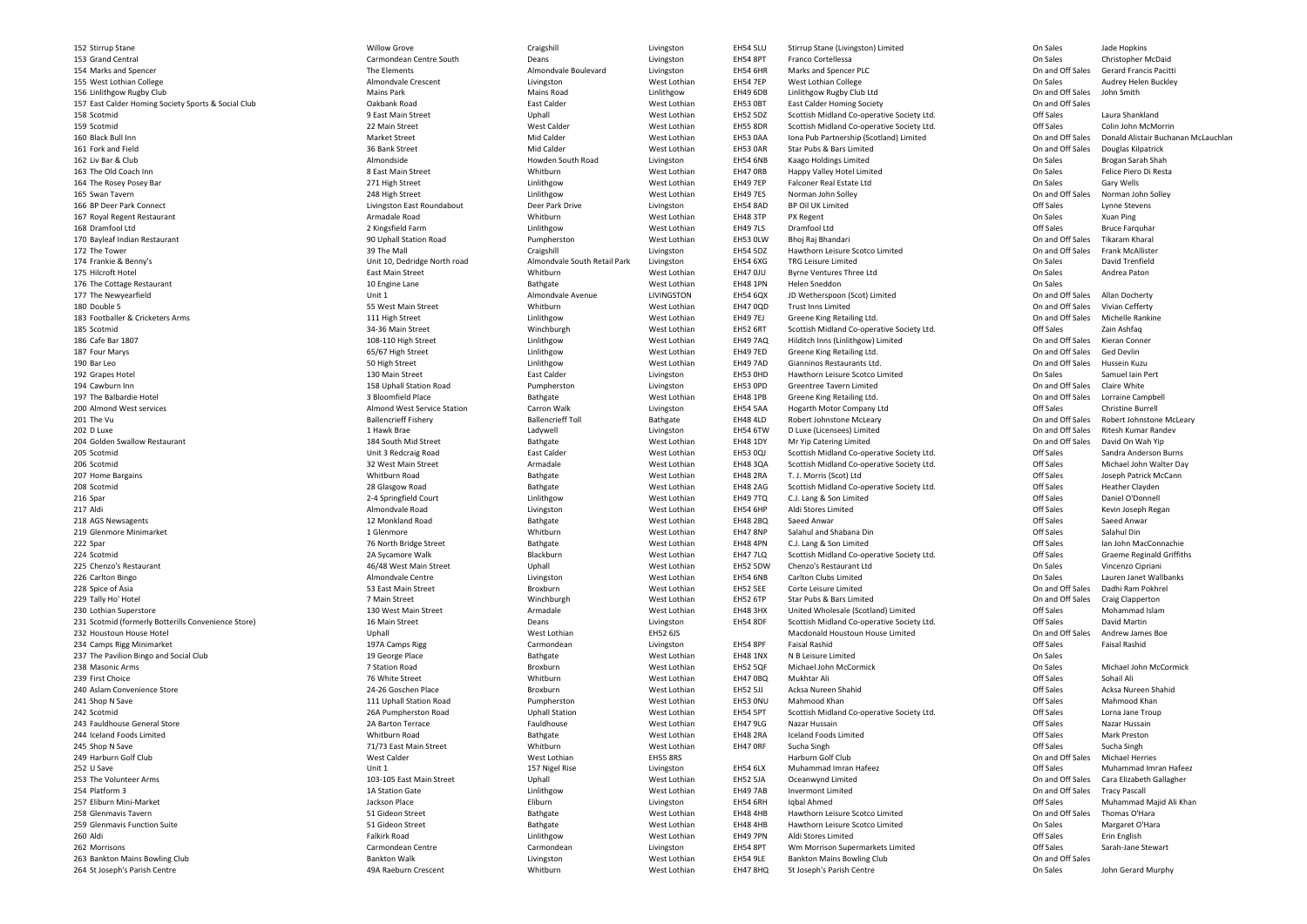| | | | | | | | | |
|---|---|---|---|---|---|---|---|---|
| 152 Stirrup Stane | Willow Grove | Craigshill | Livingston | EH54 5LU | Stirrup Stane (Livingston) Limited | On Sales | Jade Hopkins |
| 153 Grand Central | Carmondean Centre South | Deans | Livingston | EH54 8PT | Franco Cortellessa | On Sales | Christopher McDaid |
| 154 Marks and Spencer | The Elements | Almondvale Boulevard | Livingston | EH54 6HR | Marks and Spencer PLC | On and Off Sales | Gerard Francis Pacitti |
| 155 West Lothian College | Almondvale Crescent | Livingston | West Lothian | EH54 7EP | West Lothian College | On Sales | Audrey Helen Buckley |
| 156 Linlithgow Rugby Club | Mains Park | Mains Road | Linlithgow | EH49 6DB | Linlithgow Rugby Club Ltd | On and Off Sales | John Smith |
| 157 East Calder Homing Society Sports & Social Club | Oakbank Road | East Calder | West Lothian | EH53 0BT | East Calder Homing Society | On and Off Sales | |
| 158 Scotmid | 9 East Main Street | Uphall | West Lothian | EH52 5DZ | Scottish Midland Co-operative Society Ltd. | Off Sales | Laura Shankland |
| 159 Scotmid | 22 Main Street | West Calder | West Lothian | EH55 8DR | Scottish Midland Co-operative Society Ltd. | Off Sales | Colin John McMorrin |
| 160 Black Bull Inn | Market Street | Mid Calder | West Lothian | EH53 0AA | Iona Pub Partnership (Scotland) Limited | On and Off Sales | Donald Alistair Buchanan McLauchlan |
| 161 Fork and Field | 36 Bank Street | Mid Calder | West Lothian | EH53 0AR | Star Pubs & Bars Limited | On and Off Sales | Douglas Kilpatrick |
| 162 Liv Bar & Club | Almondside | Howden South Road | Livingston | EH54 6NB | Kaago Holdings Limited | On Sales | Brogan Sarah Shah |
| 163 The Old Coach Inn | 8 East Main Street | Whitburn | West Lothian | EH47 0RB | Happy Valley Hotel Limited | On Sales | Felice Piero Di Resta |
| 164 The Rosey Posey Bar | 271 High Street | Linlithgow | West Lothian | EH49 7EP | Falconer Real Estate Ltd | On Sales | Gary Wells |
| 165 Swan Tavern | 248 High Street | Linlithgow | West Lothian | EH49 7ES | Norman John Solley | On and Off Sales | Norman John Solley |
| 166 BP Deer Park Connect | Livingston East Roundabout | Deer Park Drive | Livingston | EH54 8AD | BP Oil UK Limited | Off Sales | Lynne Stevens |
| 167 Royal Regent Restaurant | Armadale Road | Whitburn | West Lothian | EH48 3TP | PX Regent | On Sales | Xuan Ping |
| 168 Dramfool Ltd | 2 Kingsfield Farm | Linlithgow | West Lothian | EH49 7LS | Dramfool Ltd | Off Sales | Bruce Farquhar |
| 170 Bayleaf Indian Restaurant | 90 Uphall Station Road | Pumpherston | West Lothian | EH53 0LW | Bhoj Raj Bhandari | On and Off Sales | Tikaram Kharal |
| 172 The Tower | 39 The Mall | Craigshill | Livingston | EH54 5DZ | Hawthorn Leisure Scotco Limited | On and Off Sales | Frank McAllister |
| 174 Frankie & Benny's | Unit 10, Dedridge North road | Almondvale South Retail Park | Livingston | EH54 6XG | TRG Leisure Limited | On Sales | David Trenfield |
| 175 Hilcroft Hotel | East Main Street | Whitburn | West Lothian | EH47 0JU | Byrne Ventures Three Ltd | On Sales | Andrea Paton |
| 176 The Cottage Restaurant | 10 Engine Lane | Bathgate | West Lothian | EH48 1PN | Helen Sneddon | On Sales | |
| 177 The Newyearfield | Unit 1 | Almondvale Avenue | LIVINGSTON | EH54 6QX | JD Wetherspoon (Scot) Limited | On and Off Sales | Allan Docherty |
| 180 Double 5 | 55 West Main Street | Whitburn | West Lothian | EH47 0QD | Trust Inns Limited | On and Off Sales | Vivian Cefferty |
| 183 Footballer & Cricketers Arms | 111 High Street | Linlithgow | West Lothian | EH49 7EJ | Greene King Retailing Ltd. | On and Off Sales | Michelle Rankine |
| 185 Scotmid | 34-36 Main Street | Winchburgh | West Lothian | EH52 6RT | Scottish Midland Co-operative Society Ltd. | Off Sales | Zain Ashfaq |
| 186 Cafe Bar 1807 | 108-110 High Street | Linlithgow | West Lothian | EH49 7AQ | Hildich Inns (Linlithgow) Limited | On and Off Sales | Kieran Conner |
| 187 Four Marys | 65/67 High Street | Linlithgow | West Lothian | EH49 7ED | Greene King Retailing Ltd. | On and Off Sales | Ged Devlin |
| 190 Bar Leo | 50 High Street | Linlithgow | West Lothian | EH49 7AD | Gianninos Restaurants Ltd. | On and Off Sales | Hussein Kuzu |
| 192 Grapes Hotel | 130 Main Street | East Calder | Livingston | EH53 0HD | Hawthorn Leisure Scotco Limited | On Sales | Samuel Iain Pert |
| 194 Cawburn Inn | 158 Uphall Station Road | Pumpherston | Livingston | EH53 0PD | Greentree Tavern Limited | On and Off Sales | Claire White |
| 197 The Balbardie Hotel | 3 Bloomfield Place | Bathgate | West Lothian | EH48 1PB | Greene King Retailing Ltd. | On and Off Sales | Lorraine Campbell |
| 200 Almond West services | Almond West Service Station | Carron Walk | Livingston | EH54 5AA | Hogarth Motor Company Ltd | Off Sales | Christine Burrell |
| 201 The Vu | Ballencrieff Fishery | Ballencrieff Toll | Bathgate | EH48 4LD | Robert Johnstone McLeary | On and Off Sales | Robert Johnstone McLeary |
| 202 D Luxe | 1 Hawk Brae | Ladywell | Livingston | EH54 6TW | D Luxe (Licensees) Limited | On and Off Sales | Ritesh Kumar Randev |
| 204 Golden Swallow Restaurant | 184 South Mid Street | Bathgate | West Lothian | EH48 1DY | Mr Yip Catering Limited | On and Off Sales | David On Wah Yip |
| 205 Scotmid | Unit 3 Redcraig Road | East Calder | West Lothian | EH53 0QJ | Scottish Midland Co-operative Society Ltd. | Off Sales | Sandra Anderson Burns |
| 206 Scotmid | 32 West Main Street | Armadale | West Lothian | EH48 3QA | Scottish Midland Co-operative Society Ltd. | Off Sales | Michael John Walter Day |
| 207 Home Bargains | Whitburn Road | Bathgate | West Lothian | EH48 2RA | T. J. Morris (Scot) Ltd | Off Sales | Joseph Patrick McCann |
| 208 Scotmid | 28 Glasgow Road | Bathgate | West Lothian | EH48 2AG | Scottish Midland Co-operative Society Ltd. | Off Sales | Heather Clayden |
| 216 Spar | 2-4 Springfield Court | Linlithgow | West Lothian | EH49 7TQ | C.J. Lang & Son Limited | Off Sales | Daniel O'Donnell |
| 217 Aldi | Almondvale Road | Livingston | West Lothian | EH54 6HP | Aldi Stores Limited | Off Sales | Kevin Joseph Regan |
| 218 AGS Newsagents | 12 Monkland Road | Bathgate | West Lothian | EH48 2BQ | Saeed Anwar | Off Sales | Saeed Anwar |
| 219 Glenmore Minimarket | 1 Glenmore | Whitburn | West Lothian | EH47 8NP | Salahul and Shabana Din | Off Sales | Salahul Din |
| 222 Spar | 76 North Bridge Street | Bathgate | West Lothian | EH48 4PN | C.J. Lang & Son Limited | Off Sales | Ian John MacConnachie |
| 224 Scotmid | 2A Sycamore Walk | Blackburn | West Lothian | EH47 7LQ | Scottish Midland Co-operative Society Ltd. | Off Sales | Graeme Reginald Griffiths |
| 225 Chenzo's Restaurant | 46/48 West Main Street | Uphall | West Lothian | EH52 5DW | Chenzo's Restaurant Ltd | On Sales | Vincenzo Cipriani |
| 226 Carlton Bingo | Almondvale Centre | Livingston | West Lothian | EH54 6NB | Carlton Clubs Limited | On Sales | Lauren Janet Wallbanks |
| 228 Spice of Asia | 53 East Main Street | Broxburn | West Lothian | EH52 5EE | Corte Leisure Limited | On and Off Sales | Dadhi Ram Pokhrel |
| 229 Tally Ho' Hotel | 7 Main Street | Winchburgh | West Lothian | EH52 6TP | Star Pubs & Bars Limited | On and Off Sales | Craig Clapperton |
| 230 Lothian Superstore | 130 West Main Street | Armadale | West Lothian | EH48 3HX | United Wholesale (Scotland) Limited | Off Sales | Mohammad Islam |
| 231 Scotmid (formerly Botterills Convenience Store) | 16 Main Street | Deans | Livingston | EH54 8DF | Scottish Midland Co-operative Society Ltd. | Off Sales | David Martin |
| 232 Houstoun House Hotel | Uphall | West Lothian | EH52 6JS | | Macdonald Houstoun House Limited | On and Off Sales | Andrew James Boe |
| 234 Camps Rigg Minimarket | 197A Camps Rigg | Carmondean | Livingston | EH54 8PF | Faisal Rashid | Off Sales | Faisal Rashid |
| 237 The Pavilion Bingo and Social Club | 19 George Place | Bathgate | West Lothian | EH48 1NX | N B Leisure Limited | On Sales | |
| 238 Masonic Arms | 7 Station Road | Broxburn | West Lothian | EH52 5QF | Michael John McCormick | On Sales | Michael John McCormick |
| 239 First Choice | 76 White Street | Whitburn | West Lothian | EH47 0BQ | Mukhtar Ali | Off Sales | Sohail Ali |
| 240 Aslam Convenience Store | 24-26 Goschen Place | Broxburn | West Lothian | EH52 5JJ | Acksa Nureen Shahid | Off Sales | Acksa Nureen Shahid |
| 241 Shop N Save | 111 Uphall Station Road | Pumpherston | West Lothian | EH53 0NU | Mahmood Khan | Off Sales | Mahmood Khan |
| 242 Scotmid | 26A Pumpherston Road | Uphall Station | West Lothian | EH54 5PT | Scottish Midland Co-operative Society Ltd. | Off Sales | Lorna Jane Troup |
| 243 Fauldhouse General Store | 2A Barton Terrace | Fauldhouse | West Lothian | EH47 9LG | Nazar Hussain | Off Sales | Nazar Hussain |
| 244 Iceland Foods Limited | Whitburn Road | Bathgate | West Lothian | EH48 2RA | Iceland Foods Limited | Off Sales | Mark Preston |
| 245 Shop N Save | 71/73 East Main Street | Whitburn | West Lothian | EH47 0RF | Sucha Singh | Off Sales | Sucha Singh |
| 249 Harburn Golf Club | West Calder | West Lothian | EH55 8RS | | Harburn Golf Club | On and Off Sales | Michael Herries |
| 252 U Save | Unit 1 | 157 Nigel Rise | Livingston | EH54 6LX | Muhammad Imran Hafeez | Off Sales | Muhammad Imran Hafeez |
| 253 The Volunteer Arms | 103-105 East Main Street | Uphall | West Lothian | EH52 5JA | Oceanwynd Limited | On and Off Sales | Cara Elizabeth Gallagher |
| 254 Platform 3 | 1A Station Gate | Linlithgow | West Lothian | EH49 7AB | Invermont Limited | On and Off Sales | Tracy Pascall |
| 257 Eliburn Mini-Market | Jackson Place | Eliburn | Livingston | EH54 6RH | Iqbal Ahmed | Off Sales | Muhammad Majid Ali Khan |
| 258 Glenmavis Tavern | 51 Gideon Street | Bathgate | West Lothian | EH48 4HB | Hawthorn Leisure Scotco Limited | On and Off Sales | Thomas O'Hara |
| 259 Glenmavis Function Suite | 51 Gideon Street | Bathgate | West Lothian | EH48 4HB | Hawthorn Leisure Scotco Limited | On Sales | Margaret O'Hara |
| 260 Aldi | Falkirk Road | Linlithgow | West Lothian | EH49 7PN | Aldi Stores Limited | Off Sales | Erin English |
| 262 Morrisons | Carmondean Centre | Carmondean | Livingston | EH54 8PT | Wm Morrison Supermarkets Limited | Off Sales | Sarah-Jane Stewart |
| 263 Bankton Mains Bowling Club | Bankton Walk | Livingston | West Lothian | EH54 9LE | Bankton Mains Bowling Club | On and Off Sales | |
| 264 St Joseph's Parish Centre | 49A Raeburn Crescent | Whitburn | West Lothian | EH47 8HQ | St Joseph's Parish Centre | On Sales | John Gerard Murphy |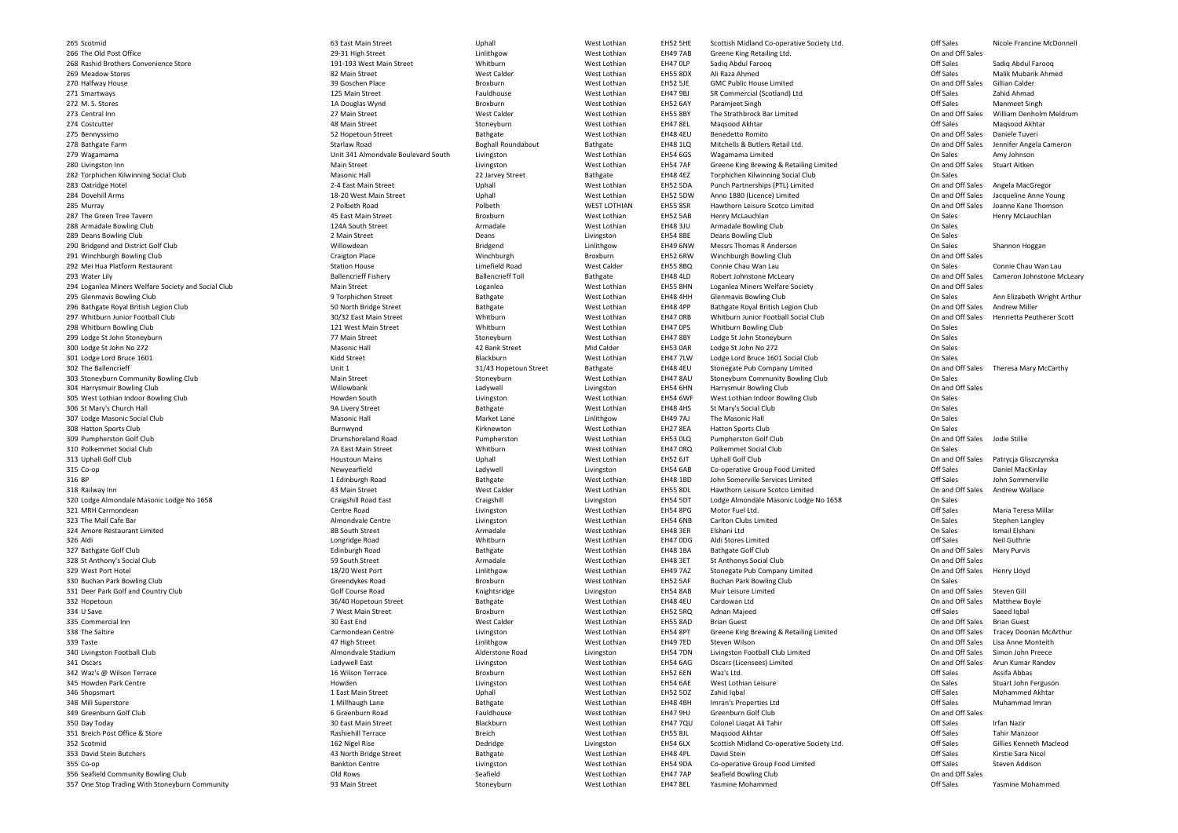| | | | | | | | | |
|---|---|---|---|---|---|---|---|---|
| 265 | Scotmid | 63 East Main Street | Uphall | West Lothian | EH52 5HE | Scottish Midland Co-operative Society Ltd. | Off Sales | Nicole Francine McDonnell |
| 266 | The Old Post Office | 29-31 High Street | Linlithgow | West Lothian | EH49 7AB | Greene King Retailing Ltd. | On and Off Sales | |
| 268 | Rashid Brothers Convenience Store | 191-193 West Main Street | Whitburn | West Lothian | EH47 0LP | Sadiq Abdul Farooq | Off Sales | Sadiq Abdul Farooq |
| 269 | Meadow Stores | 82 Main Street | West Calder | West Lothian | EH55 8DX | Ali Raza Ahmed | Off Sales | Malik Mubarik Ahmed |
| 270 | Halfway House | 39 Goschen Place | Broxburn | West Lothian | EH52 5JE | GMC Public House Limited | On and Off Sales | Gillian Calder |
| 271 | Smartways | 125 Main Street | Fauldhouse | West Lothian | EH47 9BJ | SR Commercial (Scotland) Ltd | Off Sales | Zahid Ahmad |
| 272 | M. S. Stores | 1A Douglas Wynd | Broxburn | West Lothian | EH52 6AY | Paramjeet Singh | Off Sales | Manmeet Singh |
| 273 | Central Inn | 27 Main Street | West Calder | West Lothian | EH55 8BY | The Strathbrock Bar Limited | On and Off Sales | William Denholm Meldrum |
| 274 | Costcutter | 48 Main Street | Stoneyburn | West Lothian | EH47 8EL | Maqsood Akhtar | Off Sales | Maqsood Akhtar |
| 275 | Bennyssimo | 52 Hopetoun Street | Bathgate | West Lothian | EH48 4EU | Benedetto Romito | On and Off Sales | Daniele Tuveri |
| 278 | Bathgate Farm | Starlaw Road | Boghall Roundabout | Bathgate | EH48 1LQ | Mitchells & Butlers Retail Ltd. | On and Off Sales | Jennifer Angela Cameron |
| 279 | Wagamama | Unit 341 Almondvale Boulevard South | Livingston | West Lothian | EH54 6GS | Wagamama Limited | On Sales | Amy Johnson |
| 280 | Livingston Inn | Main Street | Livingston | West Lothian | EH54 7AF | Greene King Brewing & Retailing Limited | On and Off Sales | Stuart Aitken |
| 282 | Torphichen Kilwinning Social Club | Masonic Hall | 22 Jarvey Street | Bathgate | EH48 4EZ | Torphichen Kilwinning Social Club | On Sales | |
| 283 | Oatridge Hotel | 2-4 East Main Street | Uphall | West Lothian | EH52 5DA | Punch Partnerships (PTL) Limited | On and Off Sales | Angela MacGregor |
| 284 | Dovehill Arms | 18-20 West Main Street | Uphall | West Lothian | EH52 5DW | Anno 1880 (Licence) Limited | On and Off Sales | Jacqueline Anne Young |
| 285 | Murray | 2 Polbeth Road | Polbeth | WEST LOTHIAN | EH55 8SR | Hawthorn Leisure Scotco Limited | On and Off Sales | Joanne Kane Thomson |
| 287 | The Green Tree Tavern | 45 East Main Street | Broxburn | West Lothian | EH52 5AB | Henry McLauchlan | On Sales | Henry McLauchlan |
| 288 | Armadale Bowling Club | 124A South Street | Armadale | West Lothian | EH48 3JU | Armadale Bowling Club | On Sales | |
| 289 | Deans Bowling Club | 2 Main Street | Deans | Livingston | EH54 8BE | Deans Bowling Club | On Sales | |
| 290 | Bridgend and District Golf Club | Willowdean | Bridgend | Linlithgow | EH49 6NW | Messrs Thomas R Anderson | On Sales | Shannon Hoggan |
| 291 | Winchburgh Bowling Club | Craigton Place | Winchburgh | Broxburn | EH52 6RW | Winchburgh Bowling Club | On and Off Sales | |
| 292 | Mei Hua Platform Restaurant | Station House | Limefield Road | West Calder | EH55 8BQ | Connie Chau Wan Lau | On Sales | Connie Chau Wan Lau |
| 293 | Water Lily | Ballencrieff Fishery | Ballencrieff Toll | Bathgate | EH48 4LD | Robert Johnstone McLeary | On and Off Sales | Cameron Johnstone McLeary |
| 294 | Loganlea Miners Welfare Society and Social Club | Main Street | Loganlea | West Lothian | EH55 8HN | Loganlea Miners Welfare Society | On and Off Sales | |
| 295 | Glenmavis Bowling Club | 9 Torphichen Street | Bathgate | West Lothian | EH48 4HH | Glenmavis Bowling Club | On Sales | Ann Elizabeth Wright Arthur |
| 296 | Bathgate Royal British Legion Club | 50 North Bridge Street | Bathgate | West Lothian | EH48 4PP | Bathgate Royal British Legion Club | On and Off Sales | Andrew Miller |
| 297 | Whitburn Junior Football Club | 30/32 East Main Street | Whitburn | West Lothian | EH47 0RB | Whitburn Junior Football Social Club | On and Off Sales | Henrietta Peutherer Scott |
| 298 | Whitburn Bowling Club | 121 West Main Street | Whitburn | West Lothian | EH47 0PS | Whitburn Bowling Club | On Sales | |
| 299 | Lodge St John Stoneyburn | 77 Main Street | Stoneyburn | West Lothian | EH47 8BY | Lodge St John Stoneyburn | On Sales | |
| 300 | Lodge St John No 272 | Masonic Hall | 42 Bank Street | Mid Calder | EH53 0AR | Lodge St John No 272 | On Sales | |
| 301 | Lodge Lord Bruce 1601 | Kidd Street | Blackburn | West Lothian | EH47 7LW | Lodge Lord Bruce 1601 Social Club | On Sales | |
| 302 | The Ballencrieff | Unit 1 | 31/43 Hopetoun Street | Bathgate | EH48 4EU | Stonegate Pub Company Limited | On and Off Sales | Theresa Mary McCarthy |
| 303 | Stoneyburn Community Bowling Club | Main Street | Stoneyburn | West Lothian | EH47 8AU | Stoneyburn Community Bowling Club | On Sales | |
| 304 | Harrysmuir Bowling Club | Willowbank | Ladywell | Livingston | EH54 6HN | Harrysmuir Bowling Club | On and Off Sales | |
| 305 | West Lothian Indoor Bowling Club | Howden South | Livingston | West Lothian | EH54 6WF | West Lothian Indoor Bowling Club | On Sales | |
| 306 | St Mary's Church Hall | 9A Livery Street | Bathgate | West Lothian | EH48 4HS | St Mary's Social Club | On Sales | |
| 307 | Lodge Masonic Social Club | Masonic Hall | Market Lane | Linlithgow | EH49 7AJ | The Masonic Hall | On Sales | |
| 308 | Hatton Sports Club | Burnwynd | Kirknewton | West Lothian | EH27 8EA | Hatton Sports Club | On Sales | |
| 309 | Pumpherston Golf Club | Drumshoreland Road | Pumpherston | West Lothian | EH53 0LQ | Pumpherston Golf Club | On and Off Sales | Jodie Stillie |
| 310 | Polkemmet Social Club | 7A East Main Street | Whitburn | West Lothian | EH47 0RQ | Polkemmet Social Club | On Sales | |
| 313 | Uphall Golf Club | Houstoun Mains | Uphall | West Lothian | EH52 6JT | Uphall Golf Club | On and Off Sales | Patrycja Gliszczynska |
| 315 | Co-op | Newyearfield | Ladywell | Livingston | EH54 6AB | Co-operative Group Food Limited | Off Sales | Daniel MacKinlay |
| 316 | BP | 1 Edinburgh Road | Bathgate | West Lothian | EH48 1BD | John Somerville Services Limited | Off Sales | John Sommerville |
| 318 | Railway Inn | 43 Main Street | West Calder | West Lothian | EH55 8DL | Hawthorn Leisure Scotco Limited | On and Off Sales | Andrew Wallace |
| 320 | Lodge Almondale Masonic Lodge No 1658 | Craigshill Road East | Craigshill | Livingston | EH54 5DT | Lodge Almondale Masonic Lodge No 1658 | On Sales | |
| 321 | MRH Carmondean | Centre Road | Livingston | West Lothian | EH54 8PG | Motor Fuel Ltd. | Off Sales | Maria Teresa Millar |
| 323 | The Mall Cafe Bar | Almondvale Centre | Livingston | West Lothian | EH54 6NB | Carlton Clubs Limited | On Sales | Stephen Langley |
| 324 | Amore Restaurant Limited | 8B South Street | Armadale | West Lothian | EH48 3ER | Elshani Ltd | On Sales | Ismail Elshani |
| 326 | Aldi | Longridge Road | Whitburn | West Lothian | EH47 0DG | Aldi Stores Limited | Off Sales | Neil Guthrie |
| 327 | Bathgate Golf Club | Edinburgh Road | Bathgate | West Lothian | EH48 1BA | Bathgate Golf Club | On and Off Sales | Mary Purvis |
| 328 | St Anthony's Social Club | 59 South Street | Armadale | West Lothian | EH48 3ET | St Anthonys Social Club | On and Off Sales | |
| 329 | West Port Hotel | 18/20 West Port | Linlithgow | West Lothian | EH49 7AZ | Stonegate Pub Company Limited | On and Off Sales | Henry Lloyd |
| 330 | Buchan Park Bowling Club | Greendykes Road | Broxburn | West Lothian | EH52 5AF | Buchan Park Bowling Club | On Sales | |
| 331 | Deer Park Golf and Country Club | Golf Course Road | Knightsridge | Livingston | EH54 8AB | Muir Leisure Limited | On and Off Sales | Steven Gill |
| 332 | Hopetoun | 36/40 Hopetoun Street | Bathgate | West Lothian | EH48 4EU | Cardowan Ltd | On and Off Sales | Matthew Boyle |
| 334 | U Save | 7 West Main Street | Broxburn | West Lothian | EH52 5RQ | Adnan Majeed | Off Sales | Saeed Iqbal |
| 335 | Commercial Inn | 30 East End | West Calder | West Lothian | EH55 8AD | Brian Guest | On and Off Sales | Brian Guest |
| 338 | The Saltire | Carmondean Centre | Livingston | West Lothian | EH54 8PT | Greene King Brewing & Retailing Limited | On and Off Sales | Tracey Doonan McArthur |
| 339 | Taste | 47 High Street | Linlithgow | West Lothian | EH49 7ED | Steven Wilson | On and Off Sales | Lisa Anne Monteith |
| 340 | Livingston Football Club | Almondvale Stadium | Alderstone Road | Livingston | EH54 7DN | Livingston Football Club Limited | On and Off Sales | Simon John Preece |
| 341 | Oscars | Ladywell East | Livingston | West Lothian | EH54 6AG | Oscars (Licensees) Limited | On and Off Sales | Arun Kumar Randev |
| 342 | Waz's @ Wilson Terrace | 16 Wilson Terrace | Broxburn | West Lothian | EH52 6EN | Waz's Ltd. | Off Sales | Assifa Abbas |
| 345 | Howden Park Centre | Howden | Livingston | West Lothian | EH54 6AE | West Lothian Leisure | On Sales | Stuart John Ferguson |
| 346 | Shopsmart | 1 East Main Street | Uphall | West Lothian | EH52 5DZ | Zahid Iqbal | Off Sales | Mohammed Akhtar |
| 348 | Mill Superstore | 1 Millhaugh Lane | Bathgate | West Lothian | EH48 4BH | Imran's Properties Ltd | Off Sales | Muhammad Imran |
| 349 | Greenburn Golf Club | 6 Greenburn Road | Fauldhouse | West Lothian | EH47 9HJ | Greenburn Golf Club | On and Off Sales | |
| 350 | Day Today | 30 East Main Street | Blackburn | West Lothian | EH47 7QU | Colonel Liaqat Ali Tahir | Off Sales | Irfan Nazir |
| 351 | Breich Post Office & Store | Rashiehill Terrace | Breich | West Lothian | EH55 8JL | Maqsood Akhtar | Off Sales | Tahir Manzoor |
| 352 | Scotmid | 162 Nigel Rise | Dedridge | Livingston | EH54 6LX | Scottish Midland Co-operative Society Ltd. | Off Sales | Gillies Kenneth Macleod |
| 353 | David Stein Butchers | 43 North Bridge Street | Bathgate | West Lothian | EH48 4PL | David Stein | Off Sales | Kirstie Sara Nicol |
| 355 | Co-op | Bankton Centre | Livingston | West Lothian | EH54 9DA | Co-operative Group Food Limited | Off Sales | Steven Addison |
| 356 | Seafield Community Bowling Club | Old Rows | Seafield | West Lothian | EH47 7AP | Seafield Bowling Club | On and Off Sales | |
| 357 | One Stop Trading With Stoneyburn Community | 93 Main Street | Stoneyburn | West Lothian | EH47 8EL | Yasmine Mohammed | Off Sales | Yasmine Mohammed |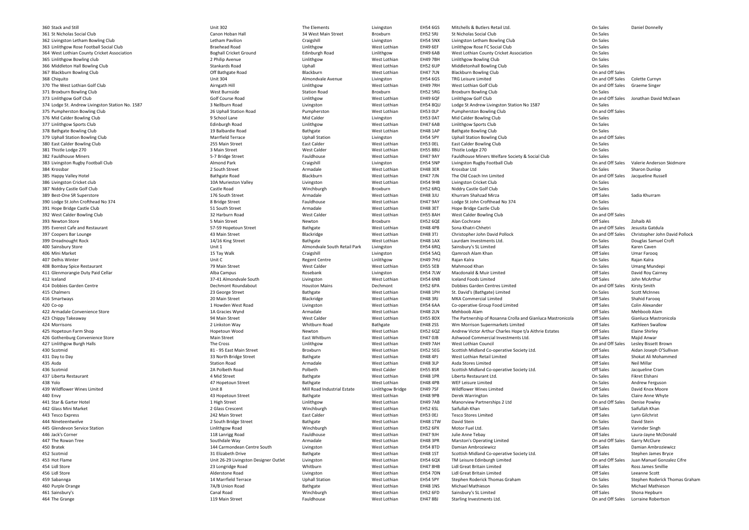| | | | | | | | | |
|---|---|---|---|---|---|---|---|---|
| 360 Stack and Still | Unit 302 | The Elements | Livingston | EH54 6GS | Mitchells & Butlers Retail Ltd. | On Sales | Daniel Donnelly |
| 361 St Nicholas Social Club | Canon Hoban Hall | 34 West Main Street | Broxburn | EH52 5RJ | St Nicholas Social Club | On Sales | |
| 362 Livingston Letham Bowling Club | Letham Pavilion | Craigshill | Livingston | EH54 5NX | Livingston Letham Bowling Club | On Sales | |
| 363 Linlithgow Rose Football Social Club | Braehead Road | Linlithgow | West Lothian | EH49 6EF | Linlithgow Rose FC Social Club | On Sales | |
| 364 West Lothian County Cricket Association | Boghall Cricket Ground | Edinburgh Road | Linlithgow | EH49 6AB | West Lothian County Cricket Association | On Sales | |
| 365 Linlithgow Bowling club | 2 Philip Avenue | Linlithgow | West Lothian | EH49 7BH | Linlithgow Bowling Club | On Sales | |
| 366 Middleton Hall Bowling Club | Stankards Road | Uphall | West Lothian | EH52 6UP | Middletonhall Bowling Club | On Sales | |
| 367 Blackburn Bowling Club | Off Bathgate Road | Blackburn | West Lothian | EH47 7LN | Blackburn Bowling Club | On and Off Sales | |
| 368 Chiquito | Unit 304 | Almondvale Avenue | Livingston | EH54 6GS | TRG Leisure Limited | On and Off Sales | Colette Curnyn |
| 370 The West Lothian Golf Club | Airngath Hill | Linlithgow | West Lothian | EH49 7RH | West Lothian Golf Club | On and Off Sales | Graeme Singer |
| 371 Broxburn Bowling Club | West Burnside | Station Road | Broxburn | EH52 5RG | Broxburn Bowling Club | On Sales | |
| 373 Linlithgow Golf Club | Golf Course Road | Linlithgow | West Lothian | EH49 6QF | Linlithgow Golf Club | On and Off Sales | Jonathan David McEwan |
| 374 Lodge St. Andrew Livingston Station No. 1587 | 3 Nellburn Road | Livingston | West Lothian | EH54 8QU | Lodge St Andrew Livingston Station No 1587 | On Sales | |
| 375 Pumpherston Bowling Club | 26 Uphall Station Road | Pumpherston | West Lothian | EH53 0LP | Pumpherston Bowling Club | On and Off Sales | |
| 376 Mid Calder Bowling Club | 9 School Lane | Mid Calder | Livingston | EH53 0AT | Mid Calder Bowling Club | On Sales | |
| 377 Linlithgow Sports Club | Edinburgh Road | Linlithgow | West Lothian | EH47 6AB | Linlithgow Sports Club | On Sales | |
| 378 Bathgate Bowling Club | 19 Balbardie Road | Bathgate | West Lothian | EH48 1AP | Bathgate Bowling Club | On Sales | |
| 379 Uphall Station Bowling Club | Marrfield Terrace | Uphall Station | Livingston | EH54 5PY | Uphall Station Bowling Club | On and Off Sales | |
| 380 East Calder Bowling Club | 255 Main Street | East Calder | West Lothian | EH53 0EL | East Calder Bowling Club | On Sales | |
| 381 Thistle Lodge 270 | 3 Main Street | West Calder | West Lothian | EH55 8BU | Thistle Lodge 270 | On Sales | |
| 382 Fauldhouse Miners | 5-7 Bridge Street | Fauldhouse | West Lothian | EH47 9AY | Fauldhouse Miners Welfare Society & Social Club | On Sales | |
| 383 Livingston Rugby Football Club | Almond Park | Craigshill | Livingston | EH54 5NP | Livingston Rugby Football Club | On and Off Sales | Valerie Anderson Skidmore |
| 384 Krossbar | 2 South Street | Armadale | West Lothian | EH48 3ER | Krossbar Ltd | On Sales | Sharon Dunlop |
| 385 Happy Valley Hotel | Bathgate Road | Blackburn | West Lothian | EH47 7JN | The Old Coach Inn Limited | On and Off Sales | Jacqueline Russell |
| 386 Livingston Cricket club | 10A Murieston Valley | Livingston | West Lothian | EH54 9HB | Livingston Cricket Club | On Sales | |
| 387 Niddry Castle Golf Club | Castle Road | Winchburgh | Broxburn | EH52 6RQ | Niddry Castle Golf Club | On Sales | |
| 389 Best-One SH Superstore | 176 South Street | Armadale | West Lothian | EH48 3JU | Khurram Shahzad Mirza | Off Sales | Sadia Khurram |
| 390 Lodge St John Crofthead No 374 | 8 Bridge Street | Fauldhouse | West Lothian | EH47 9AY | Lodge St John Crofthead No 374 | On Sales | |
| 391 Hope Bridge Castle Club | 51 South Street | Armadale | West Lothian | EH48 3ET | Hope Bridge Castle Club | On Sales | |
| 392 West Calder Bowling Club | 32 Harburn Road | West Calder | West Lothian | EH55 8AH | West Calder Bowling Club | On and Off Sales | |
| 393 Newton Store | 5 Main Street | Newton | Broxburn | EH52 6QE | Alan Cochrane | Off Sales | Zohaib Ali |
| 395 Everest Cafe and Restaurant | 57-59 Hopetoun Street | Bathgate | West Lothian | EH48 4PB | Sona Khatri-Chhetri | On and Off Sales | Jesusita Gatdula |
| 397 Coopers Bar Lounge | 43 Main Street | Blackridge | West Lothian | EH48 3TJ | Christopher John David Pollock | On and Off Sales | Christopher John David Pollock |
| 399 Dreadnought Rock | 14/16 King Street | Bathgate | West Lothian | EH48 1AX | Laurdam Investments Ltd. | On Sales | Douglas Samuel Croft |
| 400 Sainsbury Store | Unit 1 | Almondvale South Retail Park | Livingston | EH54 6RQ | Sainsbury's SL Limited | Off Sales | Karen Caven |
| 406 Mini Market | 15 Tay Walk | Craigshill | Livingston | EH54 5AQ | Qamrosh Alam Khan | Off Sales | Umar Farooq |
| 407 Delhis Winter | Unit C | Regent Centre | Linlithgow | EH49 7HU | Rajan Kalra | On Sales | Rajan Kalra |
| 408 Bombay Spice Restaurant | 79 Main Street | West Calder | West Lothian | EH55 5EB | Mahmood Khan | On Sales | Umang Mundepi |
| 411 Glenmorangie Duty Paid Cellar | Alba Campus | Rosebank | Livingston | EH54 7LW | Macdonald & Muir Limited | Off Sales | David Roy Cairney |
| 412 Iceland | 37-41 Almondvale South | Livingston | West Lothian | EH54 6NB | Iceland Foods Limited | Off Sales | John McArthur |
| 414 Dobbies Garden Centre | Dechmont Roundabout | Houston Mains | Dechmont | EH52 6PA | Dobbies Garden Centres Limited | On and Off Sales | Kirsty Smith |
| 415 Chalmers | 23 George Street | Bathgate | West Lothian | EH48 1PH | St. David's (Bathgate) Limited | On Sales | Scott McInnes |
| 416 Smartways | 20 Main Street | Blackridge | West Lothian | EH48 3RJ | MKA Commercial Limited | Off Sales | Shahid Farooq |
| 420 Co-op | 1 Howden West Road | Livingston | West Lothian | EH54 6AA | Co-operative Group Food Limited | Off Sales | Colin Alexander |
| 422 Armadale Convenience Store | 1A Gracies Wynd | Armadale | West Lothian | EH48 2LN | Mehboob Alam | Off Sales | Mehboob Alam |
| 423 Chippy Takeaway | 94 Main Street | West Calder | West Lothian | EH55 8DX | The Partnership of Rosanna Crolla and Gianluca Mastronicola | Off Sales | Gianluca Mastronicola |
| 424 Morrisons | 2 Linkston Way | Whitburn Road | Bathgate | EH48 2SS | Wm Morrison Supermarkets Limited | Off Sales | Kathleen Swallow |
| 425 Hopetoun Farm Shop | Hopetoun Wood | Newton | West Lothian | EH52 6QZ | Andrew Victor Arthur Charles Hope t/a Aithrie Estates | Off Sales | Elaine Shirley |
| 426 Gothenburg Convenience Store | Main Street | East Whitburn | West Lothian | EH47 0JB | Ashwood Commercial Investments Ltd. | Off Sales | Majid Anwar |
| 427 Linlithgow Burgh Halls | The Cross | Linlithgow | West Lothian | EH49 7AH | West Lothian Council | On and Off Sales | Lesley Bissett Brown |
| 430 Scotmid | 81 - 95 East Main Street | Broxburn | West Lothian | EH52 5EG | Scottish Midland Co-operative Society Ltd. | Off Sales | Aidan Joseph O'Sullivan |
| 431 Day to Day | 33 North Bridge Street | Bathgate | West Lothian | EH48 4PJ | West Lothian Retail Limited | Off Sales | Shokat Ali Mohammed |
| 435 Asda | Station Road | Armadale | West Lothian | EH48 3LP | Asda Stores Limited | Off Sales | Neil Millar |
| 436 Scotmid | 2A Polbeth Road | Polbeth | West Calder | EH55 8SR | Scottish Midland Co-operative Society Ltd. | Off Sales | Jacqueline Cram |
| 437 Liberta Restaurant | 4 Mid Street | Bathgate | West Lothian | EH48 1PR | Liberta Restaurant Ltd. | On Sales | Fikret Elshani |
| 438 Yolo | 47 Hopetoun Street | Bathgate | West Lothian | EH48 4PB | WEF Leisure Limited | On Sales | Andrew Ferguson |
| 439 Wildflower Wines Limited | Unit 8 | Mill Road Industrial Estate | Linlithgow Bridge | EH49 7SF | Wildflower Wines Limited | Off Sales | David Knox Moore |
| 440 Envy | 43 Hopetoun Street | Bathgate | West Lothian | EH48 9PB | Derek Warrington | On Sales | Claire Anne Whyte |
| 441 Star & Garter Hotel | 1 High Street | Linlithgow | West Lothian | EH49 7AB | Manorview Partnerships 2 Ltd | On and Off Sales | Denise Powley |
| 442 Glass Mini Market | 2 Glass Crescent | Winchburgh | West Lothian | EH52 6SL | Saifullah Khan | Off Sales | Saifullah Khan |
| 443 Tesco Express | 242 Main Street | East Calder | West Lothian | EH53 0EJ | Tesco Stores Limited | Off Sales | Lynn Gilchrist |
| 444 Nineteentwelve | 2 South Bridge Street | Bathgate | West Lothian | EH48 1TW | David Stein | On Sales | David Stein |
| 445 Glendevon Service Station | Linlithgow Road | Winchburgh | West Lothian | EH52 6PX | Motor Fuel Ltd. | Off Sales | Varinder Singh |
| 446 Jack's Corner | 118 Lanrigg Road | Fauldhouse | West Lothian | EH47 9JH | Julie Anne Tebay | Off Sales | Laura-Jayne McDonald |
| 447 The Rowan Tree | Southdale Way | Armadale | West Lothian | EH48 3PR | Marston's Operating Limited | On and Off Sales | Garry McClure |
| 450 Bratek | 144 Carmondean Centre South | Livingston | West Lothian | EH54 8TD | Damian Ambroziewicz | Off Sales | Damian Ambroziewicz |
| 452 Scotmid | 31 Elizabeth Drive | Bathgate | West Lothian | EH48 1ST | Scottish Midland Co-operative Society Ltd. | Off Sales | Stephen James Bryce |
| 453 Hot Flame | Unit 26-29 Livingston Designer Outlet | Livingston | West Lothian | EH54 6QX | TM Leisure Edinburgh Limited | On and Off Sales | Juan Manuel Gonzalez Cifre |
| 454 Lidl Store | 23 Longridge Road | Whitburn | West Lothian | EH47 8HB | Lidl Great Britain Limited | Off Sales | Ross James Smillie |
| 456 Lidl Store | Alderstone Road | Livingston | West Lothian | EH54 7DN | Lidl Great Britain Limited | Off Sales | Leeanne Scott |
| 459 Sabannga | 14 Marrfield Terrace | Uphall Station | West Lothian | EH54 5PY | Stephen Roderick Thomas Graham | On Sales | Stephen Roderick Thomas Graham |
| 460 Purple Orange | 7A/B Union Road | Bathgate | West Lothian | EH48 1NS | Michael Mathieson | On Sales | Michael Mathieson |
| 461 Sainsbury's | Canal Road | Winchburgh | West Lothian | EH52 6FD | Sainsbury's SL Limited | Off Sales | Shona Hepburn |
| 464 The Grange | 119 Main Street | Fauldhouse | West Lothian | EH47 8BJ | Starling Investments Ltd. | On and Off Sales | Lorraine Robertson |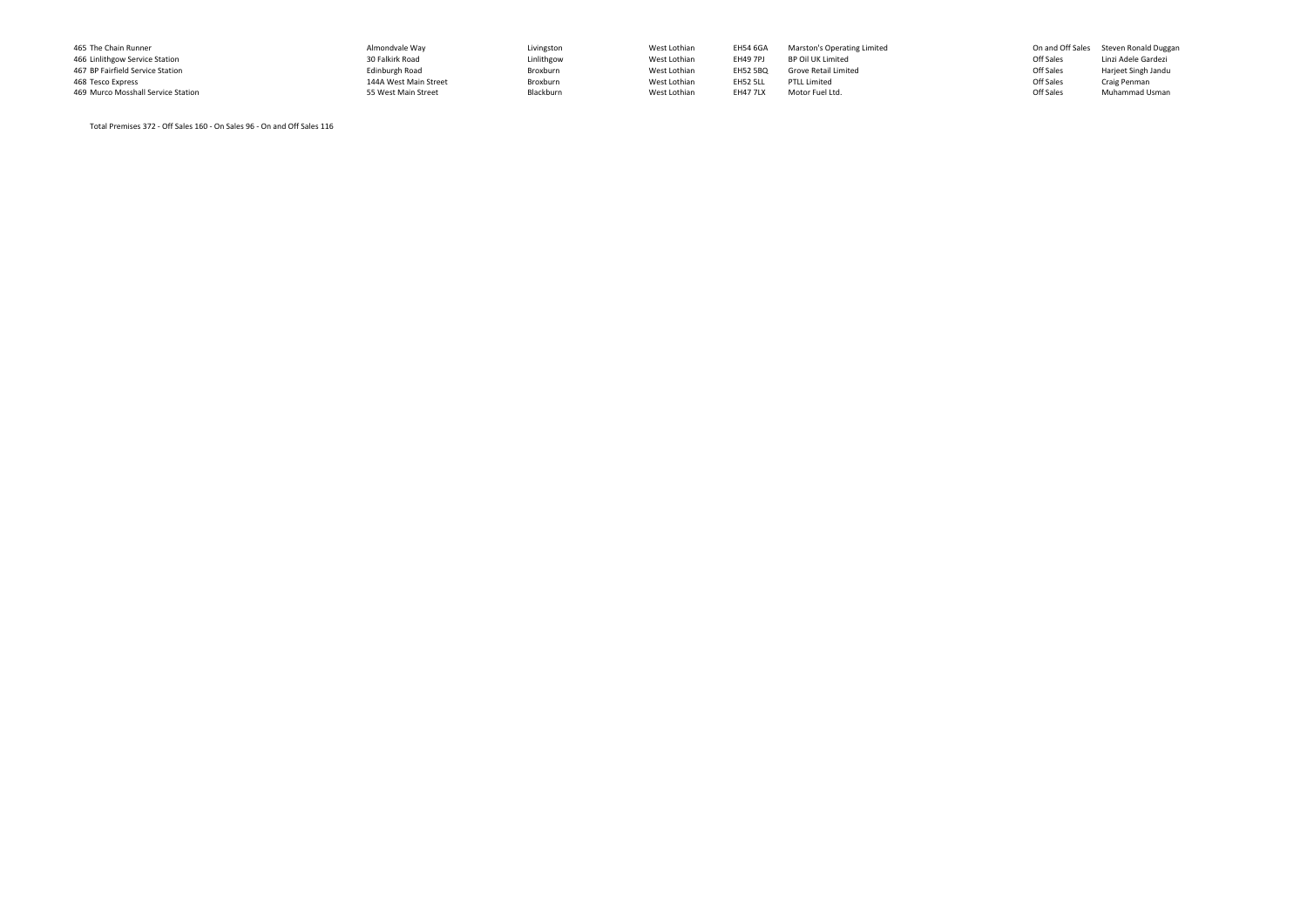| | | | | | | | | |
|---|---|---|---|---|---|---|---|---|
| 465 | The Chain Runner | Almondvale Way | Livingston | West Lothian | EH54 6GA | Marston's Operating Limited | On and Off Sales | Steven Ronald Duggan |
| 466 | Linlithgow Service Station | 30 Falkirk Road | Linlithgow | West Lothian | EH49 7PJ | BP Oil UK Limited | Off Sales | Linzi Adele Gardezi |
| 467 | BP Fairfield Service Station | Edinburgh Road | Broxburn | West Lothian | EH52 5BQ | Grove Retail Limited | Off Sales | Harjeet Singh Jandu |
| 468 | Tesco Express | 144A West Main Street | Broxburn | West Lothian | EH52 5LL | PTLL Limited | Off Sales | Craig Penman |
| 469 | Murco Mosshall Service Station | 55 West Main Street | Blackburn | West Lothian | EH47 7LX | Motor Fuel Ltd. | Off Sales | Muhammad Usman |

Total Premises 372 - Off Sales 160 - On Sales 96 - On and Off Sales 116